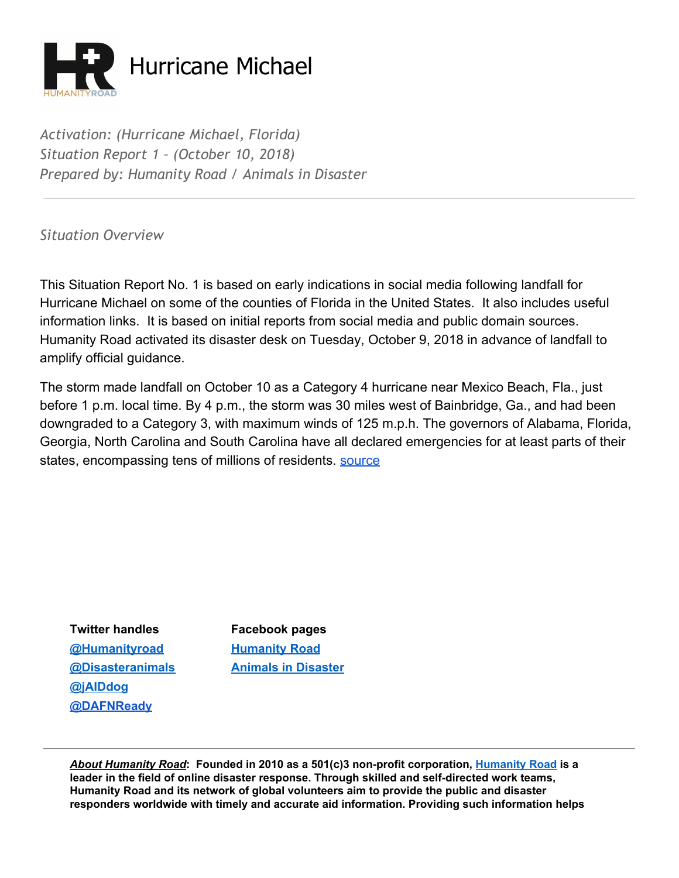# Hurricane Michael

*Activation: (Hurricane Michael, Florida)*
*Situation Report 1 – (October 10, 2018)*
*Prepared by: Humanity Road / Animals in Disaster*

---

## *Situation Overview*

This Situation Report No. 1 is based on early indications in social media following landfall for Hurricane Michael on some of the counties of Florida in the United States. It also includes useful information links. It is based on initial reports from social media and public domain sources. Humanity Road activated its disaster desk on Tuesday, October 9, 2018 in advance of landfall to amplify official guidance.

The storm made landfall on October 10 as a Category 4 hurricane near Mexico Beach, Fla., just before 1 p.m. local time. By 4 p.m., the storm was 30 miles west of Bainbridge, Ga., and had been downgraded to a Category 3, with maximum winds of 125 m.p.h. The governors of Alabama, Florida, Georgia, North Carolina and South Carolina have all declared emergencies for at least parts of their states, encompassing tens of millions of residents. source

| Twitter handles | Facebook pages |
|---|---|
| **@Humanityroad** | **Humanity Road** |
| **@Disasteranimals** | **Animals in Disaster** |
| **@jAIDdog** | |
| **@DAFNReady** | |

---

***About Humanity Road*:** **Founded in 2010 as a 501(c)3 non-profit corporation, Humanity Road is a leader in the field of online disaster response. Through skilled and self-directed work teams, Humanity Road and its network of global volunteers aim to provide the public and disaster responders worldwide with timely and accurate aid information. Providing such information helps**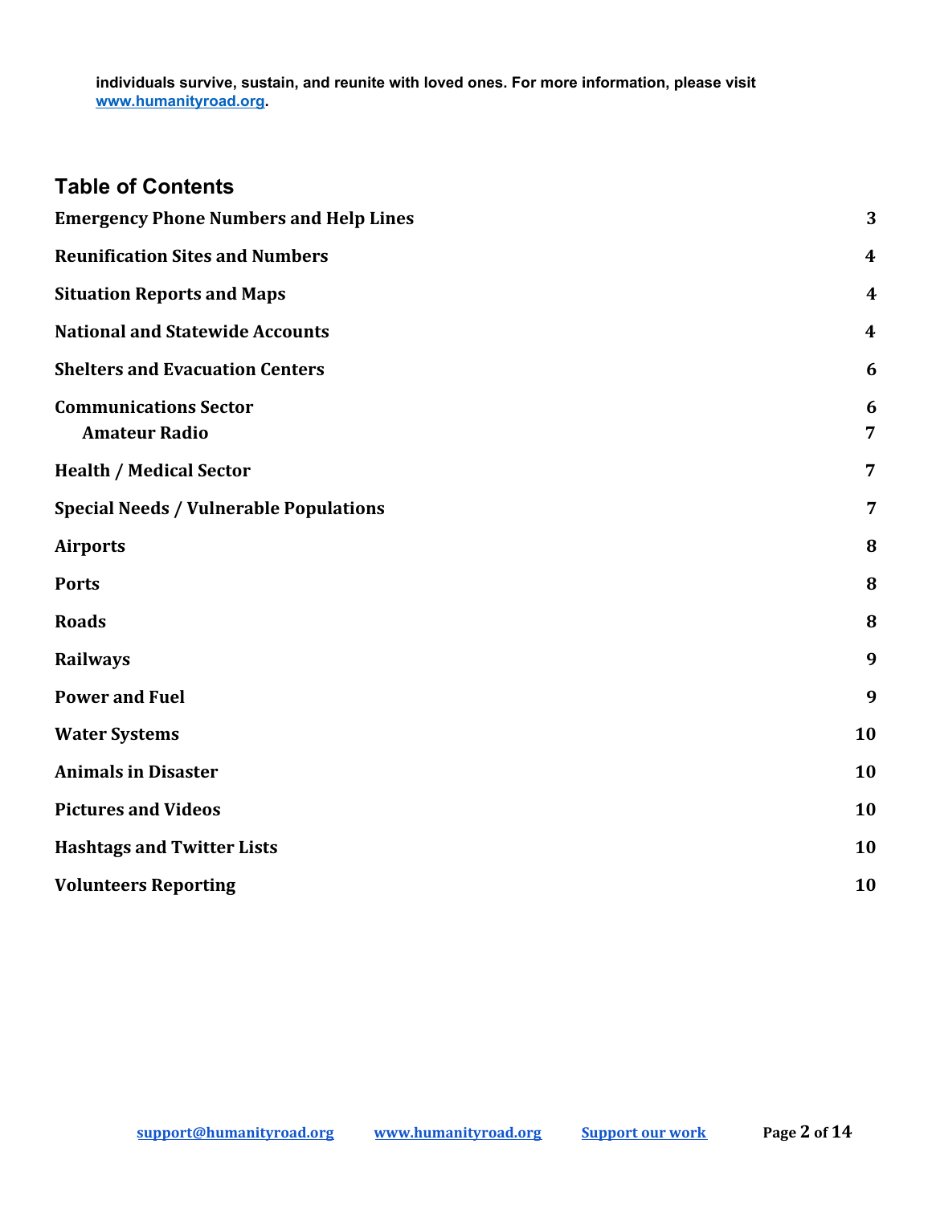**individuals survive, sustain, and reunite with loved ones. For more information, please visit [www.humanityroad.org](http://www.humanityroad.org).**

## Table of Contents

| | |
|---|---|
| **Emergency Phone Numbers and Help Lines** | **3** |
| **Reunification Sites and Numbers** | **4** |
| **Situation Reports and Maps** | **4** |
| **National and Statewide Accounts** | **4** |
| **Shelters and Evacuation Centers** | **6** |
| **Communications Sector** | **6** |
| &nbsp;&nbsp;&nbsp;&nbsp;**Amateur Radio** | **7** |
| **Health / Medical Sector** | **7** |
| **Special Needs / Vulnerable Populations** | **7** |
| **Airports** | **8** |
| **Ports** | **8** |
| **Roads** | **8** |
| **Railways** | **9** |
| **Power and Fuel** | **9** |
| **Water Systems** | **10** |
| **Animals in Disaster** | **10** |
| **Pictures and Videos** | **10** |
| **Hashtags and Twitter Lists** | **10** |
| **Volunteers Reporting** | **10** |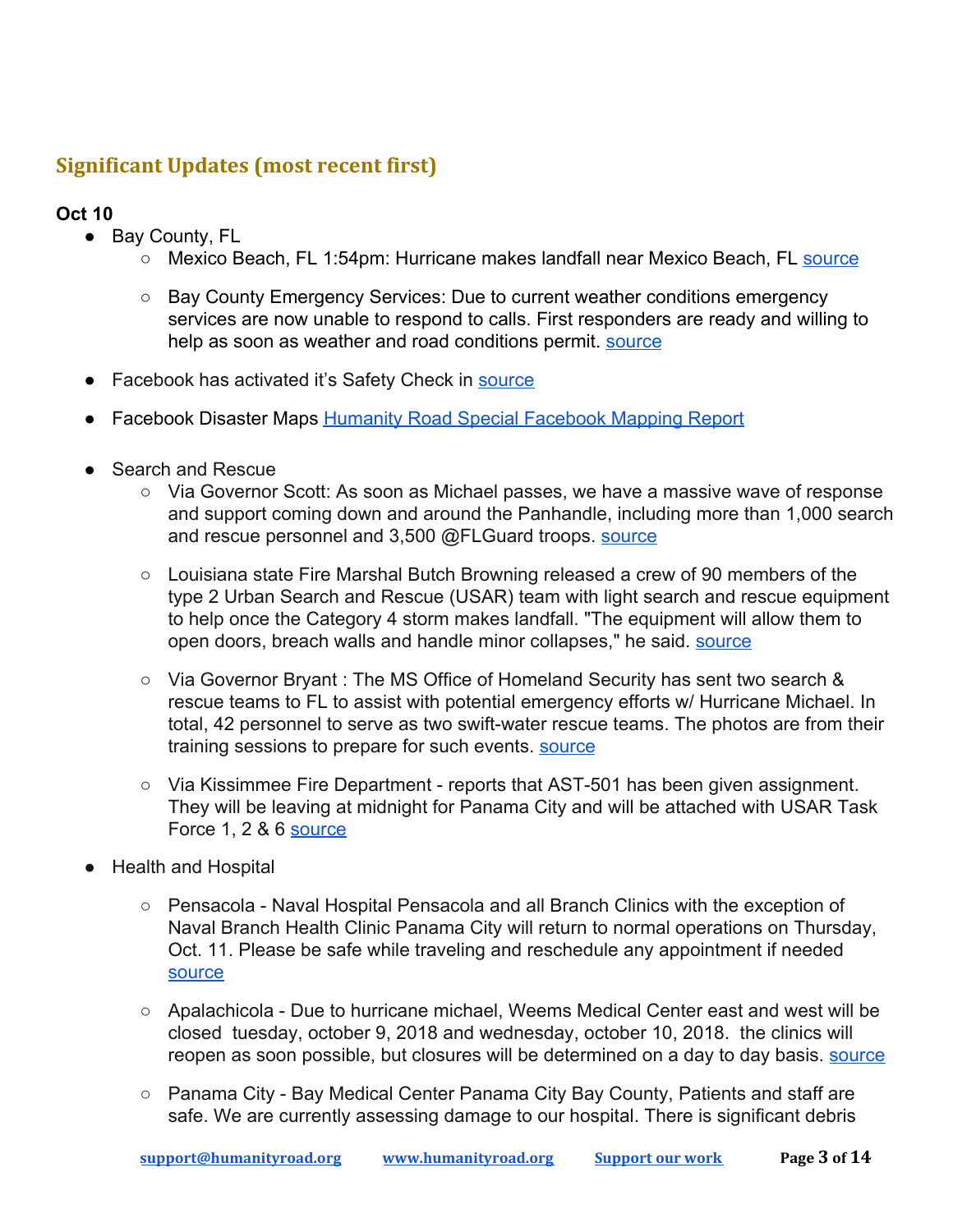## Significant Updates (most recent first)

**Oct 10**

- Bay County, FL
    - Mexico Beach, FL 1:54pm: Hurricane makes landfall near Mexico Beach, FL source
    - Bay County Emergency Services: Due to current weather conditions emergency services are now unable to respond to calls. First responders are ready and willing to help as soon as weather and road conditions permit. source
- Facebook has activated it's Safety Check in source
- Facebook Disaster Maps Humanity Road Special Facebook Mapping Report
- Search and Rescue
    - Via Governor Scott: As soon as Michael passes, we have a massive wave of response and support coming down and around the Panhandle, including more than 1,000 search and rescue personnel and 3,500 @FLGuard troops. source
    - Louisiana state Fire Marshal Butch Browning released a crew of 90 members of the type 2 Urban Search and Rescue (USAR) team with light search and rescue equipment to help once the Category 4 storm makes landfall. "The equipment will allow them to open doors, breach walls and handle minor collapses," he said. source
    - Via Governor Bryant : The MS Office of Homeland Security has sent two search & rescue teams to FL to assist with potential emergency efforts w/ Hurricane Michael. In total, 42 personnel to serve as two swift-water rescue teams. The photos are from their training sessions to prepare for such events. source
    - Via Kissimmee Fire Department - reports that AST-501 has been given assignment. They will be leaving at midnight for Panama City and will be attached with USAR Task Force 1, 2 & 6 source
- Health and Hospital
    - Pensacola - Naval Hospital Pensacola and all Branch Clinics with the exception of Naval Branch Health Clinic Panama City will return to normal operations on Thursday, Oct. 11. Please be safe while traveling and reschedule any appointment if needed source
    - Apalachicola - Due to hurricane michael, Weems Medical Center east and west will be closed tuesday, october 9, 2018 and wednesday, october 10, 2018. the clinics will reopen as soon possible, but closures will be determined on a day to day basis. source
    - Panama City - Bay Medical Center Panama City Bay County, Patients and staff are safe. We are currently assessing damage to our hospital. There is significant debris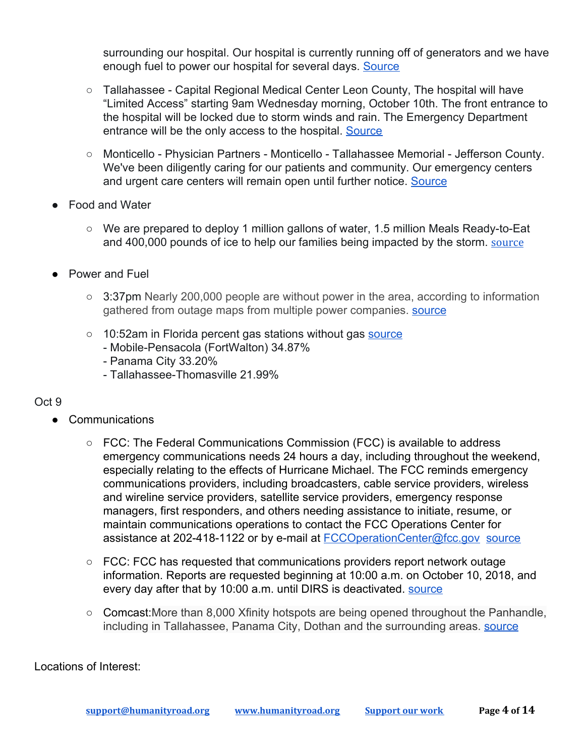surrounding our hospital. Our hospital is currently running off of generators and we have enough fuel to power our hospital for several days. Source

- Tallahassee - Capital Regional Medical Center Leon County, The hospital will have "Limited Access" starting 9am Wednesday morning, October 10th. The front entrance to the hospital will be locked due to storm winds and rain. The Emergency Department entrance will be the only access to the hospital. Source

- Monticello - Physician Partners - Monticello - Tallahassee Memorial - Jefferson County. We've been diligently caring for our patients and community. Our emergency centers and urgent care centers will remain open until further notice. Source

- Food and Water
  - We are prepared to deploy 1 million gallons of water, 1.5 million Meals Ready-to-Eat and 400,000 pounds of ice to help our families being impacted by the storm. source

- Power and Fuel
  - 3:37pm Nearly 200,000 people are without power in the area, according to information gathered from outage maps from multiple power companies. source
  - 10:52am in Florida percent gas stations without gas source
    - Mobile-Pensacola (FortWalton) 34.87%
    - Panama City 33.20%
    - Tallahassee-Thomasville 21.99%

Oct 9

- Communications
  - FCC: The Federal Communications Commission (FCC) is available to address emergency communications needs 24 hours a day, including throughout the weekend, especially relating to the effects of Hurricane Michael. The FCC reminds emergency communications providers, including broadcasters, cable service providers, wireless and wireline service providers, satellite service providers, emergency response managers, first responders, and others needing assistance to initiate, resume, or maintain communications operations to contact the FCC Operations Center for assistance at 202-418-1122 or by e-mail at FCCOperationCenter@fcc.gov source
  - FCC: FCC has requested that communications providers report network outage information. Reports are requested beginning at 10:00 a.m. on October 10, 2018, and every day after that by 10:00 a.m. until DIRS is deactivated. source
  - Comcast:More than 8,000 Xfinity hotspots are being opened throughout the Panhandle, including in Tallahassee, Panama City, Dothan and the surrounding areas. source

Locations of Interest: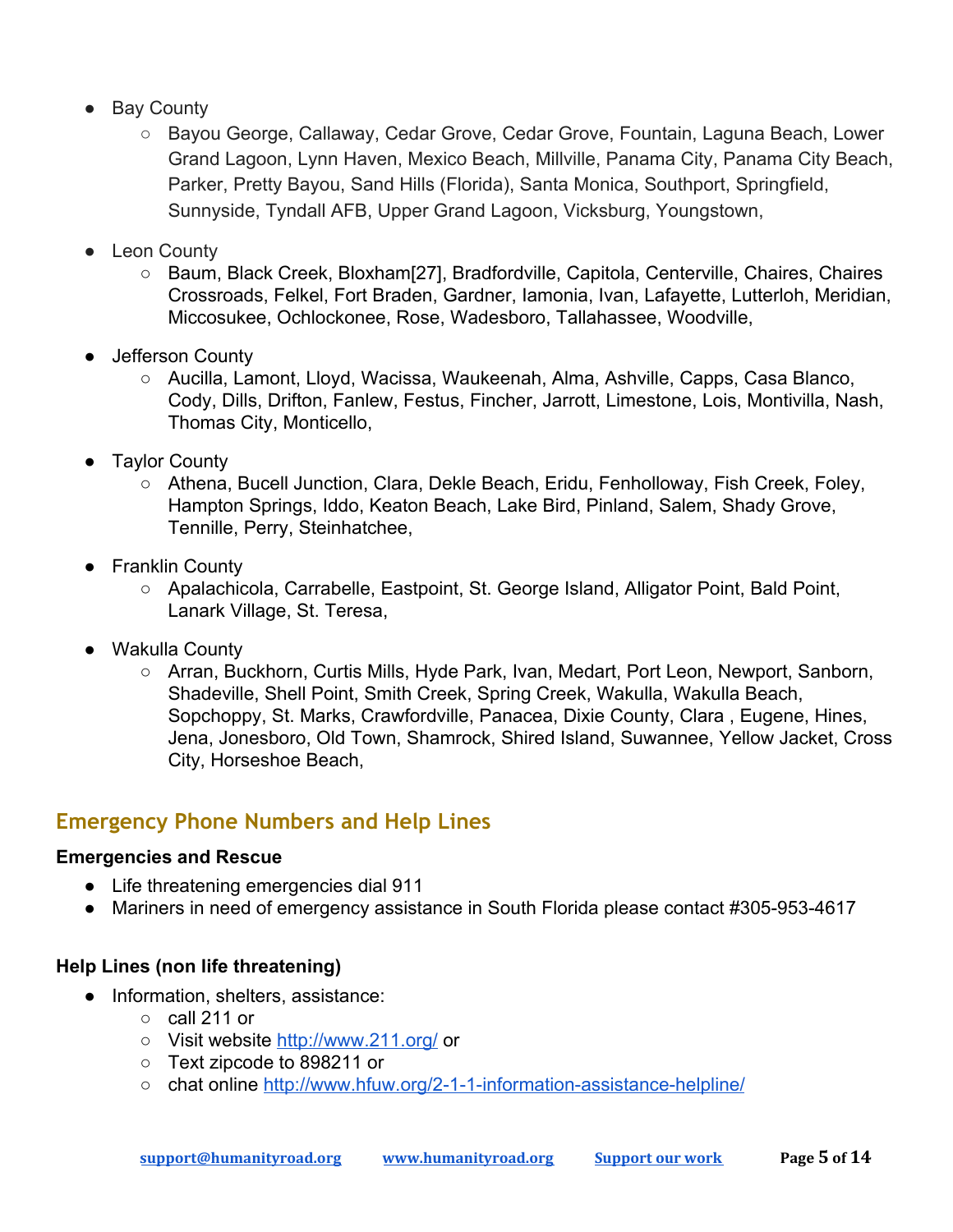- Bay County
    - Bayou George, Callaway, Cedar Grove, Cedar Grove, Fountain, Laguna Beach, Lower Grand Lagoon, Lynn Haven, Mexico Beach, Millville, Panama City, Panama City Beach, Parker, Pretty Bayou, Sand Hills (Florida), Santa Monica, Southport, Springfield, Sunnyside, Tyndall AFB, Upper Grand Lagoon, Vicksburg, Youngstown,

- Leon County
    - Baum, Black Creek, Bloxham[27], Bradfordville, Capitola, Centerville, Chaires, Chaires Crossroads, Felkel, Fort Braden, Gardner, Iamonia, Ivan, Lafayette, Lutterloh, Meridian, Miccosukee, Ochlockonee, Rose, Wadesboro, Tallahassee, Woodville,

- Jefferson County
    - Aucilla, Lamont, Lloyd, Wacissa, Waukeenah, Alma, Ashville, Capps, Casa Blanco, Cody, Dills, Drifton, Fanlew, Festus, Fincher, Jarrott, Limestone, Lois, Montivilla, Nash, Thomas City, Monticello,

- Taylor County
    - Athena, Bucell Junction, Clara, Dekle Beach, Eridu, Fenholloway, Fish Creek, Foley, Hampton Springs, Iddo, Keaton Beach, Lake Bird, Pinland, Salem, Shady Grove, Tennille, Perry, Steinhatchee,

- Franklin County
    - Apalachicola, Carrabelle, Eastpoint, St. George Island, Alligator Point, Bald Point, Lanark Village, St. Teresa,

- Wakulla County
    - Arran, Buckhorn, Curtis Mills, Hyde Park, Ivan, Medart, Port Leon, Newport, Sanborn, Shadeville, Shell Point, Smith Creek, Spring Creek, Wakulla, Wakulla Beach, Sopchoppy, St. Marks, Crawfordville, Panacea, Dixie County, Clara , Eugene, Hines, Jena, Jonesboro, Old Town, Shamrock, Shired Island, Suwannee, Yellow Jacket, Cross City, Horseshoe Beach,

## Emergency Phone Numbers and Help Lines

**Emergencies and Rescue**

- Life threatening emergencies dial 911
- Mariners in need of emergency assistance in South Florida please contact #305-953-4617

**Help Lines (non life threatening)**

- Information, shelters, assistance:
    - call 211 or
    - Visit website http://www.211.org/ or
    - Text zipcode to 898211 or
    - chat online http://www.hfuw.org/2-1-1-information-assistance-helpline/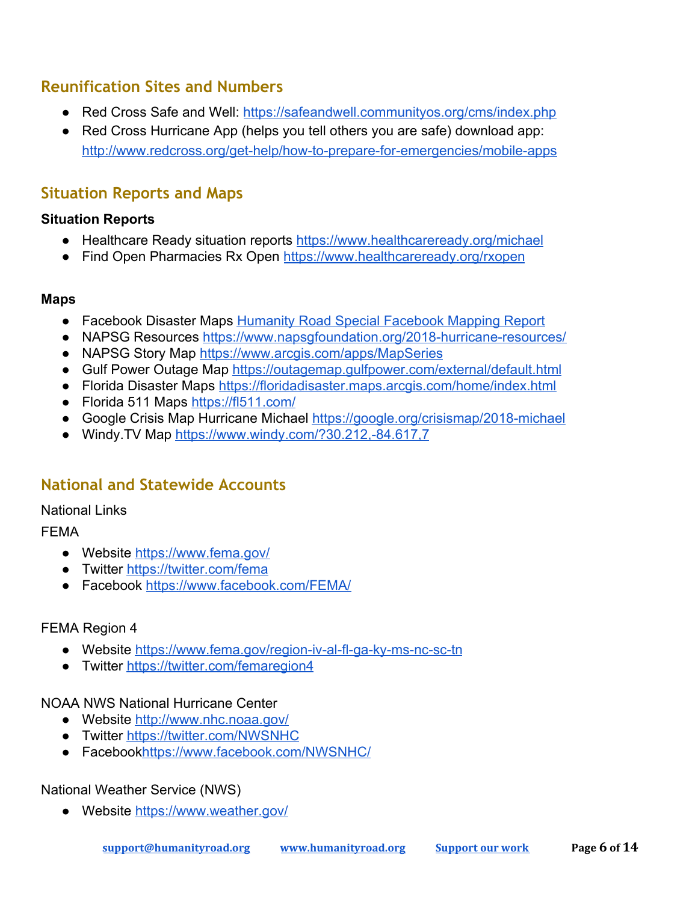## Reunification Sites and Numbers

- Red Cross Safe and Well: https://safeandwell.communityos.org/cms/index.php
- Red Cross Hurricane App (helps you tell others you are safe) download app: http://www.redcross.org/get-help/how-to-prepare-for-emergencies/mobile-apps

## Situation Reports and Maps

**Situation Reports**

- Healthcare Ready situation reports https://www.healthcareready.org/michael
- Find Open Pharmacies Rx Open https://www.healthcareready.org/rxopen

**Maps**

- Facebook Disaster Maps Humanity Road Special Facebook Mapping Report
- NAPSG Resources https://www.napsgfoundation.org/2018-hurricane-resources/
- NAPSG Story Map https://www.arcgis.com/apps/MapSeries
- Gulf Power Outage Map https://outagemap.gulfpower.com/external/default.html
- Florida Disaster Maps https://floridadisaster.maps.arcgis.com/home/index.html
- Florida 511 Maps https://fl511.com/
- Google Crisis Map Hurricane Michael https://google.org/crisismap/2018-michael
- Windy.TV Map https://www.windy.com/?30.212,-84.617,7

## National and Statewide Accounts

National Links

FEMA

- Website https://www.fema.gov/
- Twitter https://twitter.com/fema
- Facebook https://www.facebook.com/FEMA/

FEMA Region 4

- Website https://www.fema.gov/region-iv-al-fl-ga-ky-ms-nc-sc-tn
- Twitter https://twitter.com/femaregion4

NOAA NWS National Hurricane Center

- Website http://www.nhc.noaa.gov/
- Twitter https://twitter.com/NWSNHC
- Facebookhttps://www.facebook.com/NWSNHC/

National Weather Service (NWS)

- Website https://www.weather.gov/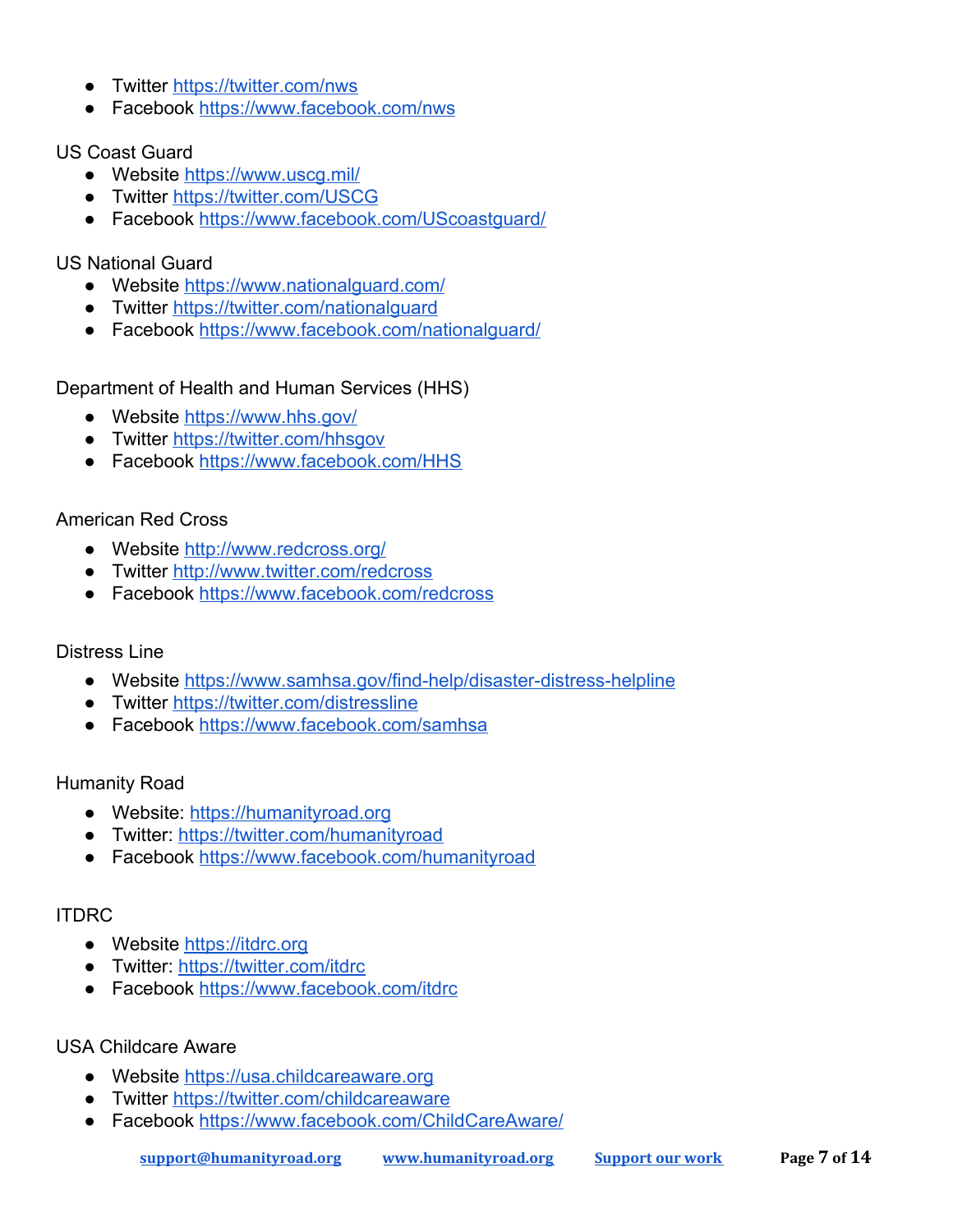- Twitter https://twitter.com/nws
- Facebook https://www.facebook.com/nws

US Coast Guard

- Website https://www.uscg.mil/
- Twitter https://twitter.com/USCG
- Facebook https://www.facebook.com/UScoastguard/

US National Guard

- Website https://www.nationalguard.com/
- Twitter https://twitter.com/nationalguard
- Facebook https://www.facebook.com/nationalguard/

Department of Health and Human Services (HHS)

- Website https://www.hhs.gov/
- Twitter https://twitter.com/hhsgov
- Facebook https://www.facebook.com/HHS

American Red Cross

- Website http://www.redcross.org/
- Twitter http://www.twitter.com/redcross
- Facebook https://www.facebook.com/redcross

Distress Line

- Website https://www.samhsa.gov/find-help/disaster-distress-helpline
- Twitter https://twitter.com/distressline
- Facebook https://www.facebook.com/samhsa

Humanity Road

- Website: https://humanityroad.org
- Twitter: https://twitter.com/humanityroad
- Facebook https://www.facebook.com/humanityroad

ITDRC

- Website https://itdrc.org
- Twitter: https://twitter.com/itdrc
- Facebook https://www.facebook.com/itdrc

USA Childcare Aware

- Website https://usa.childcareaware.org
- Twitter https://twitter.com/childcareaware
- Facebook https://www.facebook.com/ChildCareAware/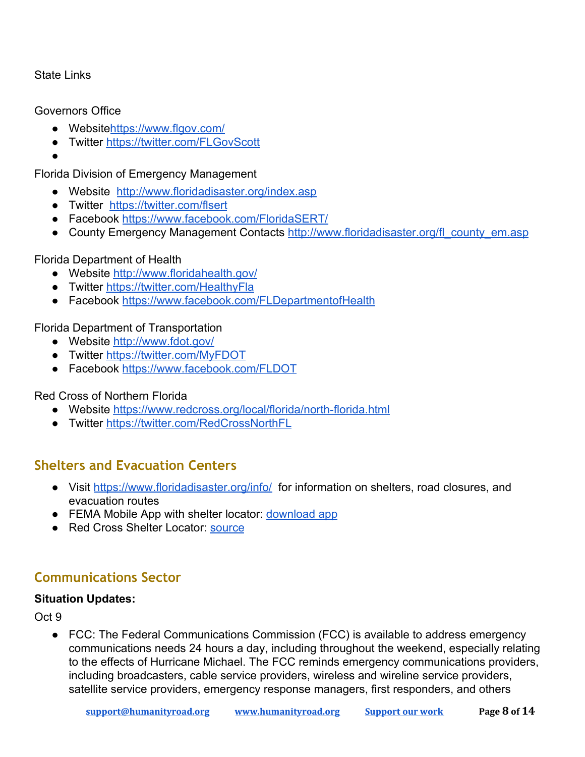State Links

Governors Office

- Websitehttps://www.flgov.com/
- Twitter https://twitter.com/FLGovScott
- 

Florida Division of Emergency Management

- Website http://www.floridadisaster.org/index.asp
- Twitter https://twitter.com/flsert
- Facebook https://www.facebook.com/FloridaSERT/
- County Emergency Management Contacts http://www.floridadisaster.org/fl_county_em.asp

Florida Department of Health

- Website http://www.floridahealth.gov/
- Twitter https://twitter.com/HealthyFla
- Facebook https://www.facebook.com/FLDepartmentofHealth

Florida Department of Transportation

- Website http://www.fdot.gov/
- Twitter https://twitter.com/MyFDOT
- Facebook https://www.facebook.com/FLDOT

Red Cross of Northern Florida

- Website https://www.redcross.org/local/florida/north-florida.html
- Twitter https://twitter.com/RedCrossNorthFL

## Shelters and Evacuation Centers

- Visit https://www.floridadisaster.org/info/ for information on shelters, road closures, and evacuation routes
- FEMA Mobile App with shelter locator: download app
- Red Cross Shelter Locator: source

## Communications Sector

**Situation Updates:**

Oct 9

- FCC: The Federal Communications Commission (FCC) is available to address emergency communications needs 24 hours a day, including throughout the weekend, especially relating to the effects of Hurricane Michael. The FCC reminds emergency communications providers, including broadcasters, cable service providers, wireless and wireline service providers, satellite service providers, emergency response managers, first responders, and others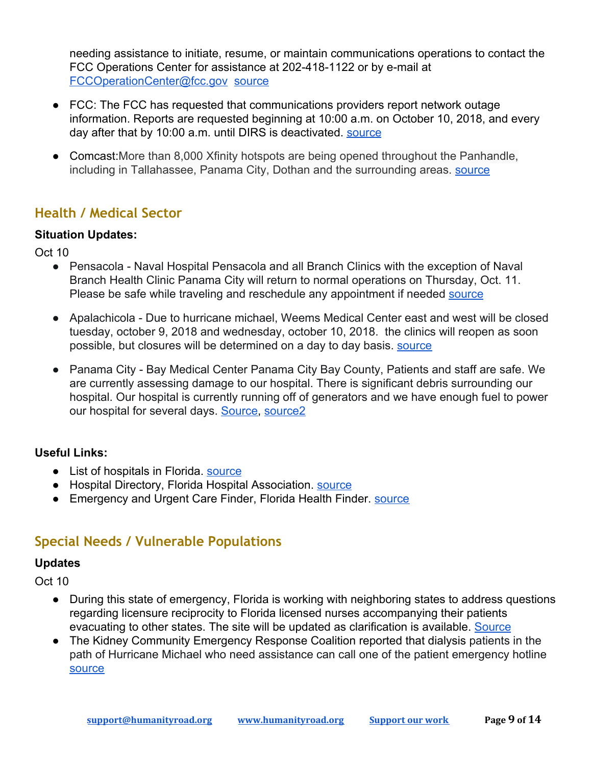needing assistance to initiate, resume, or maintain communications operations to contact the FCC Operations Center for assistance at 202-418-1122 or by e-mail at FCCOperationCenter@fcc.gov source

- FCC: The FCC has requested that communications providers report network outage information. Reports are requested beginning at 10:00 a.m. on October 10, 2018, and every day after that by 10:00 a.m. until DIRS is deactivated. source
- Comcast:More than 8,000 Xfinity hotspots are being opened throughout the Panhandle, including in Tallahassee, Panama City, Dothan and the surrounding areas. source

## Health / Medical Sector

**Situation Updates:**

Oct 10

- Pensacola - Naval Hospital Pensacola and all Branch Clinics with the exception of Naval Branch Health Clinic Panama City will return to normal operations on Thursday, Oct. 11. Please be safe while traveling and reschedule any appointment if needed source
- Apalachicola - Due to hurricane michael, Weems Medical Center east and west will be closed tuesday, october 9, 2018 and wednesday, october 10, 2018.  the clinics will reopen as soon possible, but closures will be determined on a day to day basis. source
- Panama City - Bay Medical Center Panama City Bay County, Patients and staff are safe. We are currently assessing damage to our hospital. There is significant debris surrounding our hospital. Our hospital is currently running off of generators and we have enough fuel to power our hospital for several days. Source, source2

**Useful Links:**

- List of hospitals in Florida. source
- Hospital Directory, Florida Hospital Association. source
- Emergency and Urgent Care Finder, Florida Health Finder. source

## Special Needs / Vulnerable Populations

**Updates**

Oct 10

- During this state of emergency, Florida is working with neighboring states to address questions regarding licensure reciprocity to Florida licensed nurses accompanying their patients evacuating to other states. The site will be updated as clarification is available. Source
- The Kidney Community Emergency Response Coalition reported that dialysis patients in the path of Hurricane Michael who need assistance can call one of the patient emergency hotline source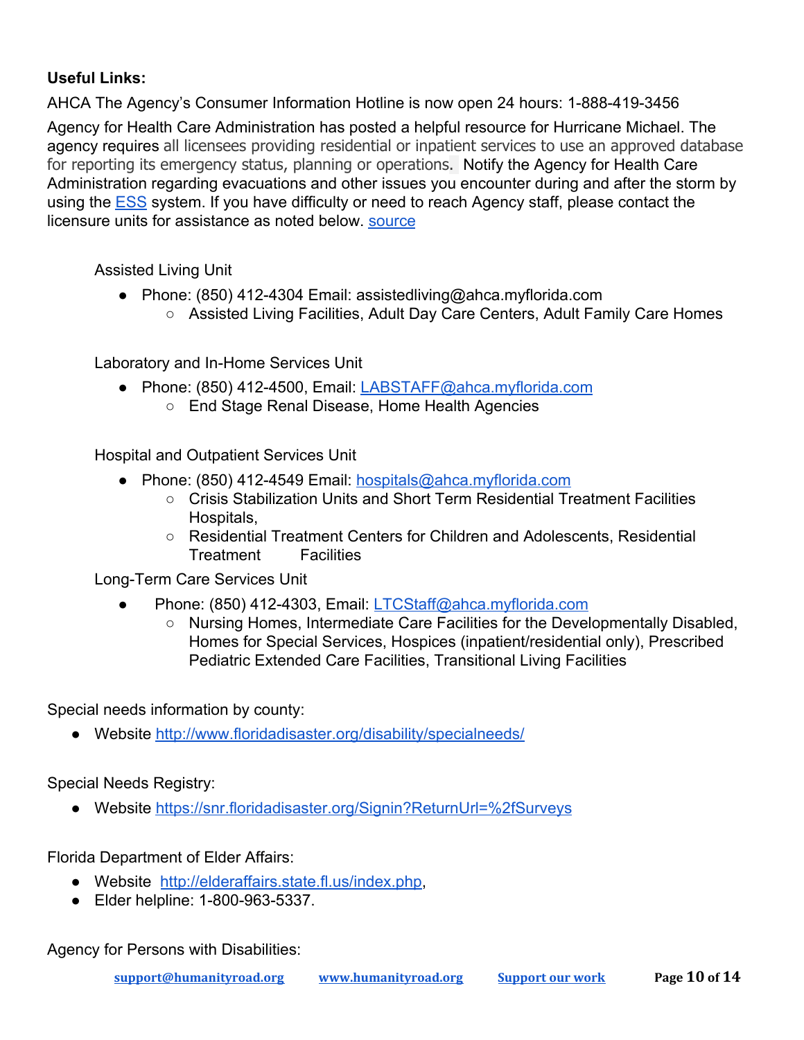**Useful Links:**

AHCA The Agency's Consumer Information Hotline is now open 24 hours: 1-888-419-3456

Agency for Health Care Administration has posted a helpful resource for Hurricane Michael. The agency requires all licensees providing residential or inpatient services to use an approved database for reporting its emergency status, planning or operations. Notify the Agency for Health Care Administration regarding evacuations and other issues you encounter during and after the storm by using the ESS system. If you have difficulty or need to reach Agency staff, please contact the licensure units for assistance as noted below. source

Assisted Living Unit

- Phone: (850) 412-4304 Email: assistedliving@ahca.myflorida.com
    - Assisted Living Facilities, Adult Day Care Centers, Adult Family Care Homes

Laboratory and In-Home Services Unit

- Phone: (850) 412-4500, Email: LABSTAFF@ahca.myflorida.com
    - End Stage Renal Disease, Home Health Agencies

Hospital and Outpatient Services Unit

- Phone: (850) 412-4549 Email: hospitals@ahca.myflorida.com
    - Crisis Stabilization Units and Short Term Residential Treatment Facilities Hospitals,
    - Residential Treatment Centers for Children and Adolescents, Residential Treatment Facilities

Long-Term Care Services Unit

- Phone: (850) 412-4303, Email: LTCStaff@ahca.myflorida.com
    - Nursing Homes, Intermediate Care Facilities for the Developmentally Disabled, Homes for Special Services, Hospices (inpatient/residential only), Prescribed Pediatric Extended Care Facilities, Transitional Living Facilities

Special needs information by county:

- Website http://www.floridadisaster.org/disability/specialneeds/

Special Needs Registry:

- Website https://snr.floridadisaster.org/Signin?ReturnUrl=%2fSurveys

Florida Department of Elder Affairs:

- Website http://elderaffairs.state.fl.us/index.php,
- Elder helpline: 1-800-963-5337.

Agency for Persons with Disabilities: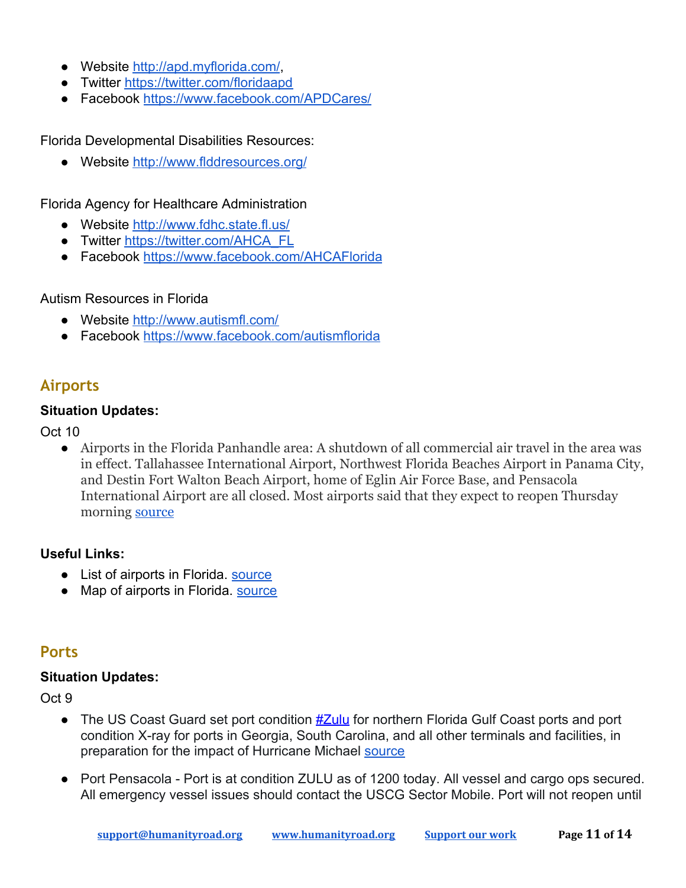- Website http://apd.myflorida.com/,
- Twitter https://twitter.com/floridaapd
- Facebook https://www.facebook.com/APDCares/

Florida Developmental Disabilities Resources:

- Website http://www.flddresources.org/

Florida Agency for Healthcare Administration

- Website http://www.fdhc.state.fl.us/
- Twitter https://twitter.com/AHCA_FL
- Facebook https://www.facebook.com/AHCAFlorida

Autism Resources in Florida

- Website http://www.autismfl.com/
- Facebook https://www.facebook.com/autismflorida

## Airports

**Situation Updates:**

Oct 10

- Airports in the Florida Panhandle area: A shutdown of all commercial air travel in the area was in effect. Tallahassee International Airport, Northwest Florida Beaches Airport in Panama City, and Destin Fort Walton Beach Airport, home of Eglin Air Force Base, and Pensacola International Airport are all closed. Most airports said that they expect to reopen Thursday morning source

**Useful Links:**

- List of airports in Florida. source
- Map of airports in Florida. source

## Ports

**Situation Updates:**

Oct 9

- The US Coast Guard set port condition #Zulu for northern Florida Gulf Coast ports and port condition X-ray for ports in Georgia, South Carolina, and all other terminals and facilities, in preparation for the impact of Hurricane Michael source
- Port Pensacola - Port is at condition ZULU as of 1200 today. All vessel and cargo ops secured. All emergency vessel issues should contact the USCG Sector Mobile. Port will not reopen until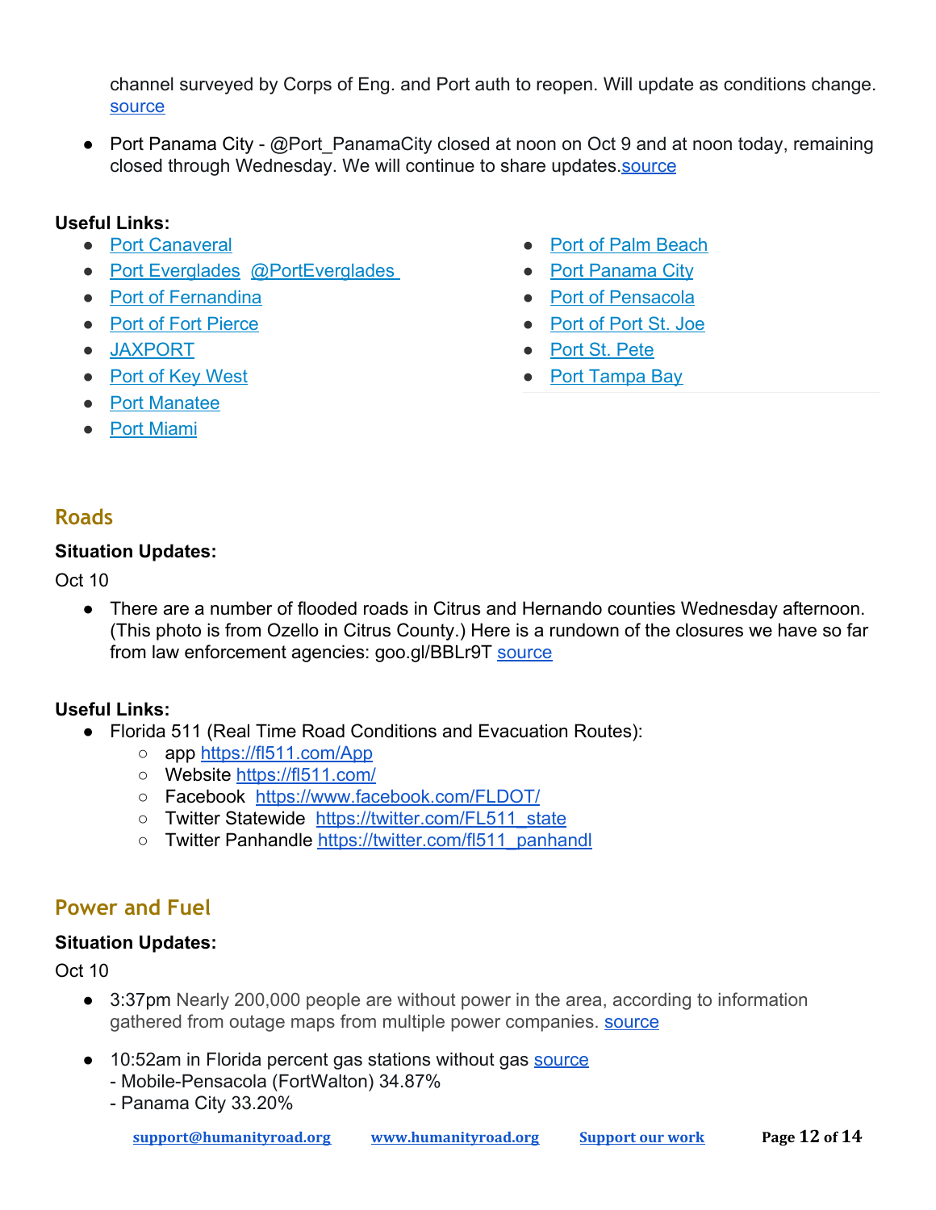channel surveyed by Corps of Eng. and Port auth to reopen. Will update as conditions change. source

- Port Panama City - @Port_PanamaCity closed at noon on Oct 9 and at noon today, remaining closed through Wednesday. We will continue to share updates.source

**Useful Links:**

- Port Canaveral
- Port Everglades @PortEverglades
- Port of Fernandina
- Port of Fort Pierce
- JAXPORT
- Port of Key West
- Port Manatee
- Port Miami
- Port of Palm Beach
- Port Panama City
- Port of Pensacola
- Port of Port St. Joe
- Port St. Pete
- Port Tampa Bay

## Roads

**Situation Updates:**

Oct 10

- There are a number of flooded roads in Citrus and Hernando counties Wednesday afternoon. (This photo is from Ozello in Citrus County.) Here is a rundown of the closures we have so far from law enforcement agencies: goo.gl/BBLr9T source

**Useful Links:**

- Florida 511 (Real Time Road Conditions and Evacuation Routes):
  - app https://fl511.com/App
  - Website https://fl511.com/
  - Facebook https://www.facebook.com/FLDOT/
  - Twitter Statewide https://twitter.com/FL511_state
  - Twitter Panhandle https://twitter.com/fl511_panhandl

## Power and Fuel

**Situation Updates:**

Oct 10

- 3:37pm Nearly 200,000 people are without power in the area, according to information gathered from outage maps from multiple power companies. source
- 10:52am in Florida percent gas stations without gas source
  - Mobile-Pensacola (FortWalton) 34.87%
  - Panama City 33.20%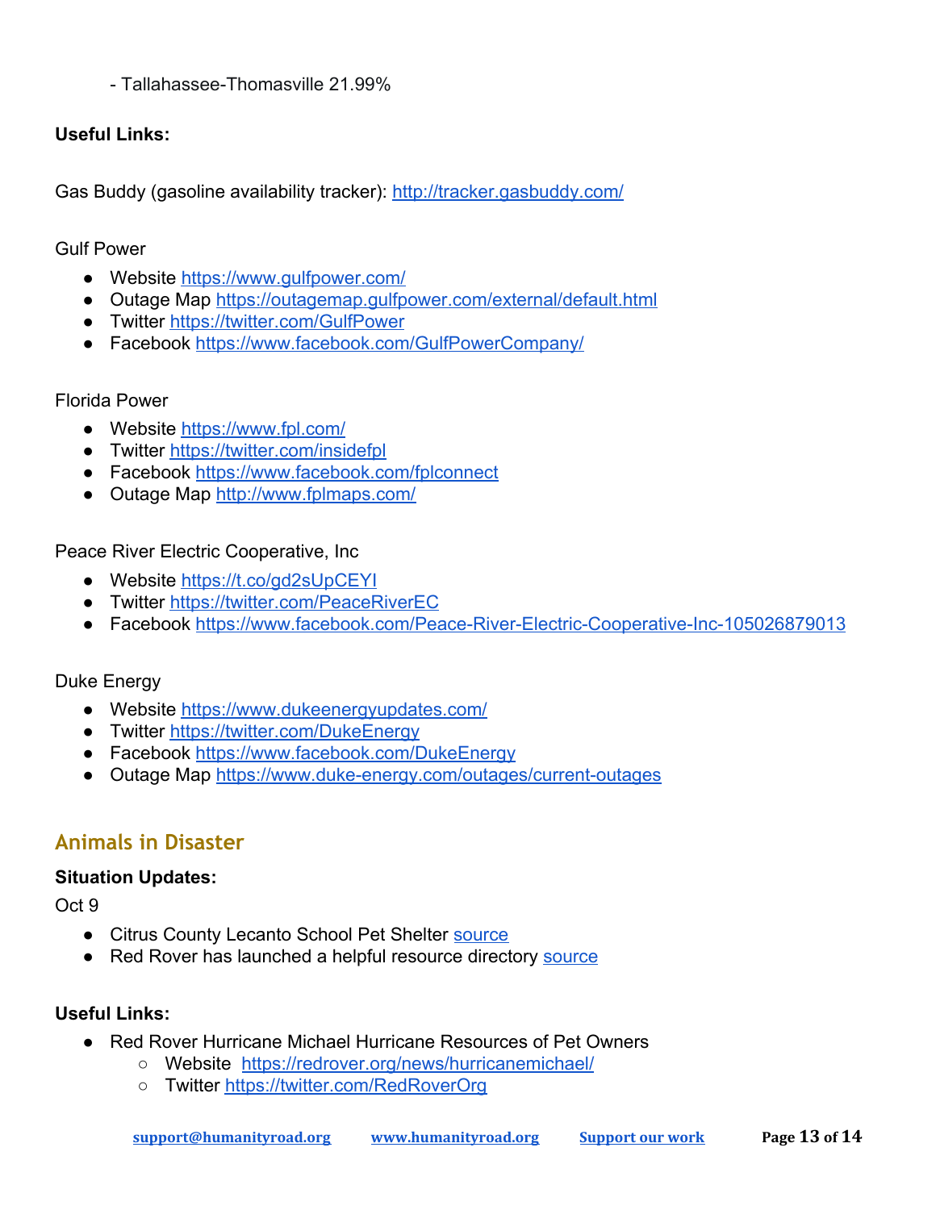- Tallahassee-Thomasville 21.99%

**Useful Links:**

Gas Buddy (gasoline availability tracker): http://tracker.gasbuddy.com/

Gulf Power

- Website https://www.gulfpower.com/
- Outage Map https://outagemap.gulfpower.com/external/default.html
- Twitter https://twitter.com/GulfPower
- Facebook https://www.facebook.com/GulfPowerCompany/

Florida Power

- Website https://www.fpl.com/
- Twitter https://twitter.com/insidefpl
- Facebook https://www.facebook.com/fplconnect
- Outage Map http://www.fplmaps.com/

Peace River Electric Cooperative, Inc

- Website https://t.co/gd2sUpCEYI
- Twitter https://twitter.com/PeaceRiverEC
- Facebook https://www.facebook.com/Peace-River-Electric-Cooperative-Inc-105026879013

Duke Energy

- Website https://www.dukeenergyupdates.com/
- Twitter https://twitter.com/DukeEnergy
- Facebook https://www.facebook.com/DukeEnergy
- Outage Map https://www.duke-energy.com/outages/current-outages

## Animals in Disaster

**Situation Updates:**

Oct 9

- Citrus County Lecanto School Pet Shelter source
- Red Rover has launched a helpful resource directory source

**Useful Links:**

- Red Rover Hurricane Michael Hurricane Resources of Pet Owners
  - Website https://redrover.org/news/hurricanemichael/
  - Twitter https://twitter.com/RedRoverOrg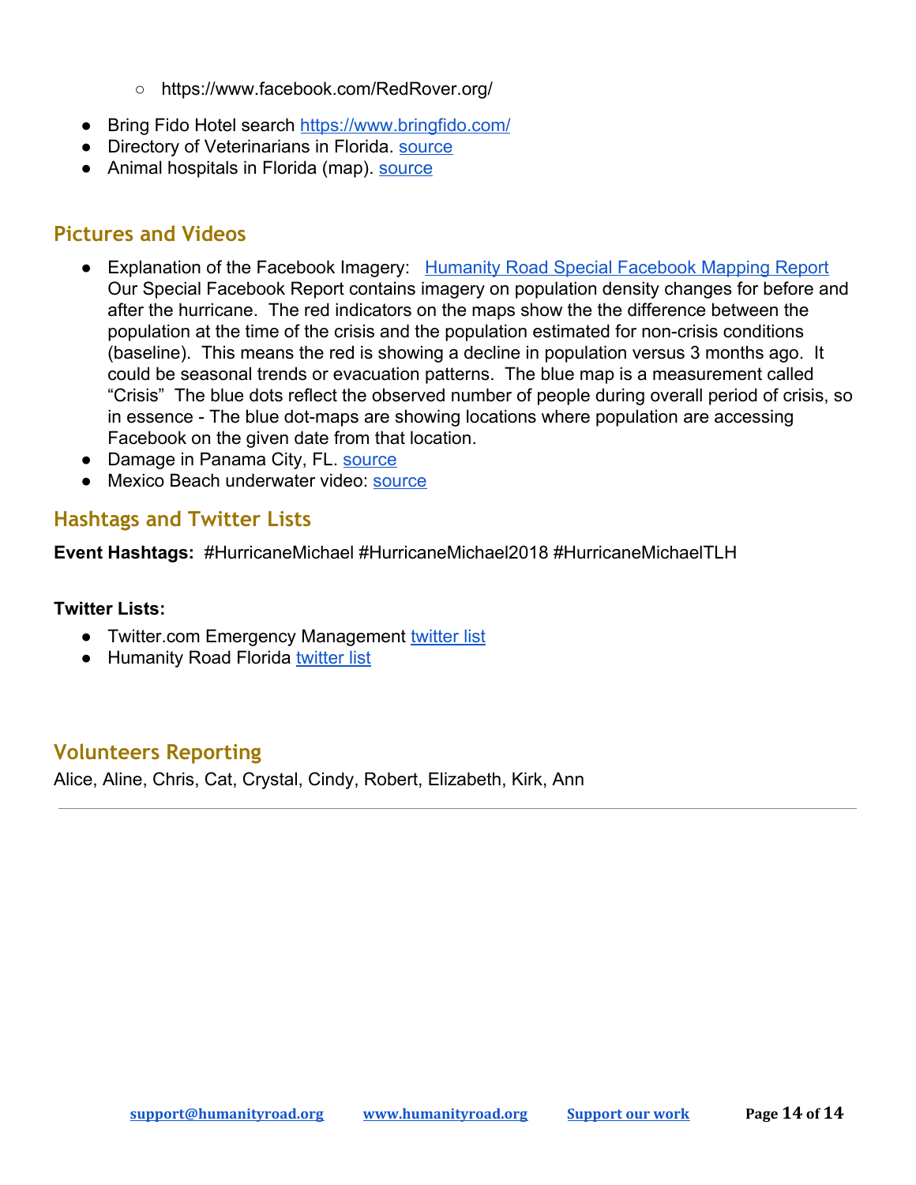- https://www.facebook.com/RedRover.org/
- Bring Fido Hotel search [https://www.bringfido.com/](https://www.bringfido.com/)
- Directory of Veterinarians in Florida. [source]
- Animal hospitals in Florida (map). [source]

## Pictures and Videos

- Explanation of the Facebook Imagery: [Humanity Road Special Facebook Mapping Report] Our Special Facebook Report contains imagery on population density changes for before and after the hurricane. The red indicators on the maps show the the difference between the population at the time of the crisis and the population estimated for non-crisis conditions (baseline). This means the red is showing a decline in population versus 3 months ago. It could be seasonal trends or evacuation patterns. The blue map is a measurement called "Crisis" The blue dots reflect the observed number of people during overall period of crisis, so in essence - The blue dot-maps are showing locations where population are accessing Facebook on the given date from that location.
- Damage in Panama City, FL. [source]
- Mexico Beach underwater video: [source]

## Hashtags and Twitter Lists

**Event Hashtags:** #HurricaneMichael #HurricaneMichael2018 #HurricaneMichaelTLH

**Twitter Lists:**

- Twitter.com Emergency Management [twitter list]
- Humanity Road Florida [twitter list]

## Volunteers Reporting

Alice, Aline, Chris, Cat, Crystal, Cindy, Robert, Elizabeth, Kirk, Ann